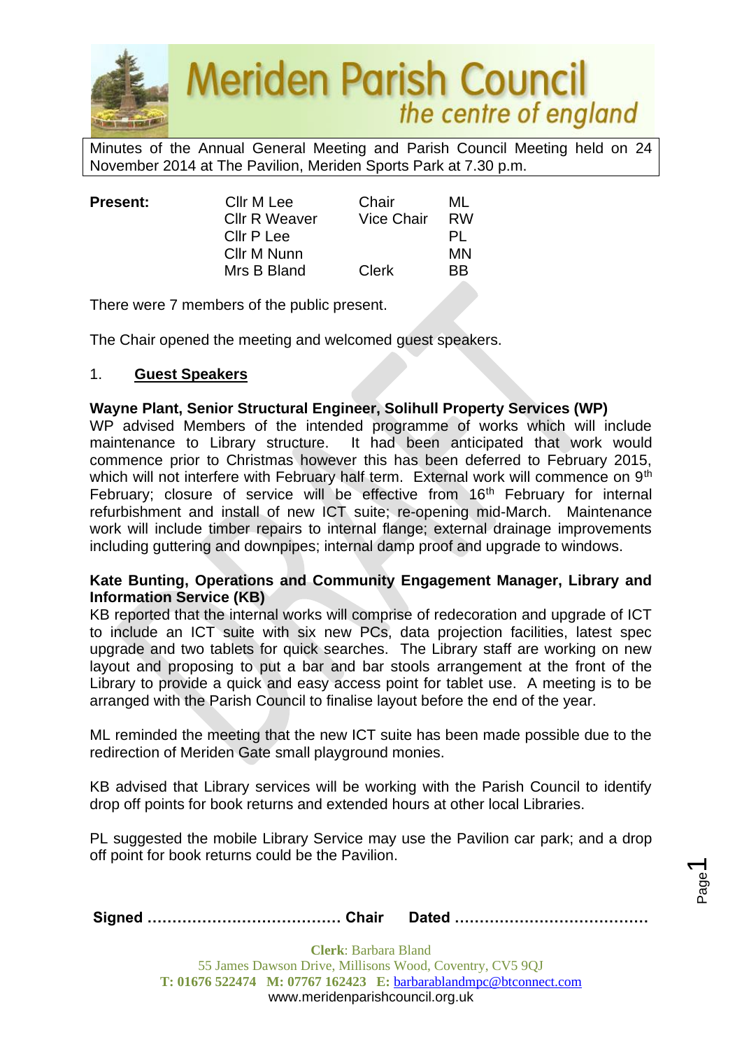# Meriden Parish Council

*the centre of england*

Minutes of the Annual General Meeting and Parish Council Meeting held on 24 November 2014 at The Pavilion, Meriden Sports Park at 7.30 p.m.

| **Present:** | | | |
|---|---|---|---|
| | Cllr M Lee | Chair | ML |
| | Cllr R Weaver | Vice Chair | RW |
| | Cllr P Lee | | PL |
| | Cllr M Nunn | | MN |
| | Mrs B Bland | Clerk | BB |

There were 7 members of the public present.

The Chair opened the meeting and welcomed guest speakers.

1. **Guest Speakers**

**Wayne Plant, Senior Structural Engineer, Solihull Property Services (WP)**

WP advised Members of the intended programme of works which will include maintenance to Library structure. It had been anticipated that work would commence prior to Christmas however this has been deferred to February 2015, which will not interfere with February half term. External work will commence on 9th February; closure of service will be effective from 16th February for internal refurbishment and install of new ICT suite; re-opening mid-March. Maintenance work will include timber repairs to internal flange; external drainage improvements including guttering and downpipes; internal damp proof and upgrade to windows.

**Kate Bunting, Operations and Community Engagement Manager, Library and Information Service (KB)**

KB reported that the internal works will comprise of redecoration and upgrade of ICT to include an ICT suite with six new PCs, data projection facilities, latest spec upgrade and two tablets for quick searches. The Library staff are working on new layout and proposing to put a bar and bar stools arrangement at the front of the Library to provide a quick and easy access point for tablet use. A meeting is to be arranged with the Parish Council to finalise layout before the end of the year.

ML reminded the meeting that the new ICT suite has been made possible due to the redirection of Meriden Gate small playground monies.

KB advised that Library services will be working with the Parish Council to identify drop off points for book returns and extended hours at other local Libraries.

PL suggested the mobile Library Service may use the Pavilion car park; and a drop off point for book returns could be the Pavilion.

**Signed ………………………………… Chair Dated …………………………………**

**Clerk**: Barbara Bland
55 James Dawson Drive, Millisons Wood, Coventry, CV5 9QJ
**T: 01676 522474 M: 07767 162423 E:** barbarablandmpc@btconnect.com
www.meridenparishcouncil.org.uk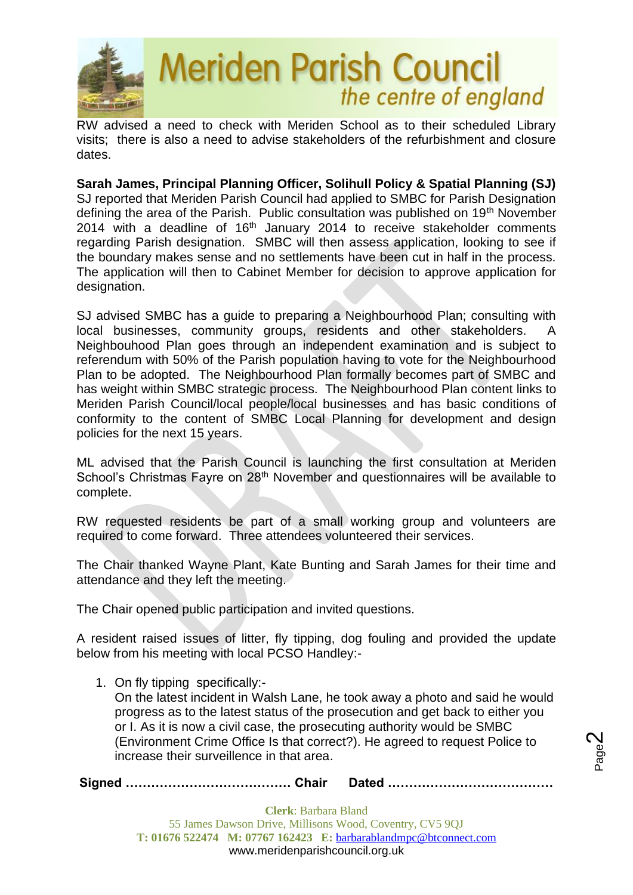RW advised a need to check with Meriden School as to their scheduled Library visits; there is also a need to advise stakeholders of the refurbishment and closure dates.

**Sarah James, Principal Planning Officer, Solihull Policy & Spatial Planning (SJ)**
SJ reported that Meriden Parish Council had applied to SMBC for Parish Designation defining the area of the Parish. Public consultation was published on 19th November 2014 with a deadline of 16th January 2014 to receive stakeholder comments regarding Parish designation. SMBC will then assess application, looking to see if the boundary makes sense and no settlements have been cut in half in the process. The application will then to Cabinet Member for decision to approve application for designation.

SJ advised SMBC has a guide to preparing a Neighbourhood Plan; consulting with local businesses, community groups, residents and other stakeholders. A Neighbouhood Plan goes through an independent examination and is subject to referendum with 50% of the Parish population having to vote for the Neighbourhood Plan to be adopted. The Neighbourhood Plan formally becomes part of SMBC and has weight within SMBC strategic process. The Neighbourhood Plan content links to Meriden Parish Council/local people/local businesses and has basic conditions of conformity to the content of SMBC Local Planning for development and design policies for the next 15 years.

ML advised that the Parish Council is launching the first consultation at Meriden School's Christmas Fayre on 28th November and questionnaires will be available to complete.

RW requested residents be part of a small working group and volunteers are required to come forward. Three attendees volunteered their services.

The Chair thanked Wayne Plant, Kate Bunting and Sarah James for their time and attendance and they left the meeting.

The Chair opened public participation and invited questions.

A resident raised issues of litter, fly tipping, dog fouling and provided the update below from his meeting with local PCSO Handley:-

1. On fly tipping specifically:-
   On the latest incident in Walsh Lane, he took away a photo and said he would progress as to the latest status of the prosecution and get back to either you or I. As it is now a civil case, the prosecuting authority would be SMBC (Environment Crime Office Is that correct?). He agreed to request Police to increase their surveillence in that area.

**Signed ………………………………… Chair Dated …………………………………**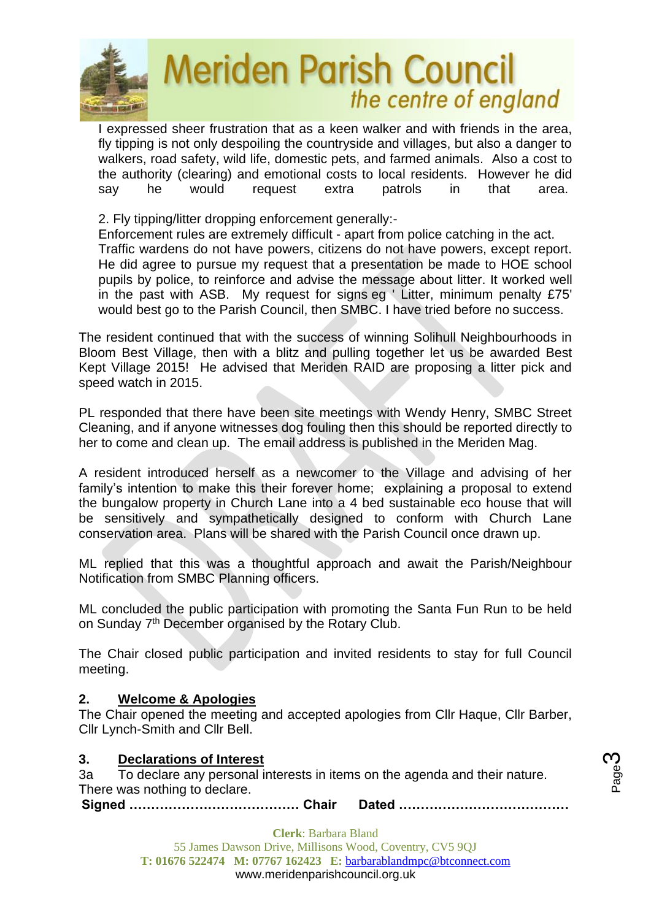I expressed sheer frustration that as a keen walker and with friends in the area, fly tipping is not only despoiling the countryside and villages, but also a danger to walkers, road safety, wild life, domestic pets, and farmed animals. Also a cost to the authority (clearing) and emotional costs to local residents. However he did say he would request extra patrols in that area.

2. Fly tipping/litter dropping enforcement generally:-
Enforcement rules are extremely difficult - apart from police catching in the act. Traffic wardens do not have powers, citizens do not have powers, except report. He did agree to pursue my request that a presentation be made to HOE school pupils by police, to reinforce and advise the message about litter. It worked well in the past with ASB. My request for signs eg ' Litter, minimum penalty £75' would best go to the Parish Council, then SMBC. I have tried before no success.

The resident continued that with the success of winning Solihull Neighbourhoods in Bloom Best Village, then with a blitz and pulling together let us be awarded Best Kept Village 2015! He advised that Meriden RAID are proposing a litter pick and speed watch in 2015.

PL responded that there have been site meetings with Wendy Henry, SMBC Street Cleaning, and if anyone witnesses dog fouling then this should be reported directly to her to come and clean up. The email address is published in the Meriden Mag.

A resident introduced herself as a newcomer to the Village and advising of her family's intention to make this their forever home; explaining a proposal to extend the bungalow property in Church Lane into a 4 bed sustainable eco house that will be sensitively and sympathetically designed to conform with Church Lane conservation area. Plans will be shared with the Parish Council once drawn up.

ML replied that this was a thoughtful approach and await the Parish/Neighbour Notification from SMBC Planning officers.

ML concluded the public participation with promoting the Santa Fun Run to be held on Sunday 7th December organised by the Rotary Club.

The Chair closed public participation and invited residents to stay for full Council meeting.

## 2. Welcome & Apologies

The Chair opened the meeting and accepted apologies from Cllr Haque, Cllr Barber, Cllr Lynch-Smith and Cllr Bell.

## 3. Declarations of Interest

3a To declare any personal interests in items on the agenda and their nature.
There was nothing to declare.

**Signed ………………………………… Chair Dated …………………………………**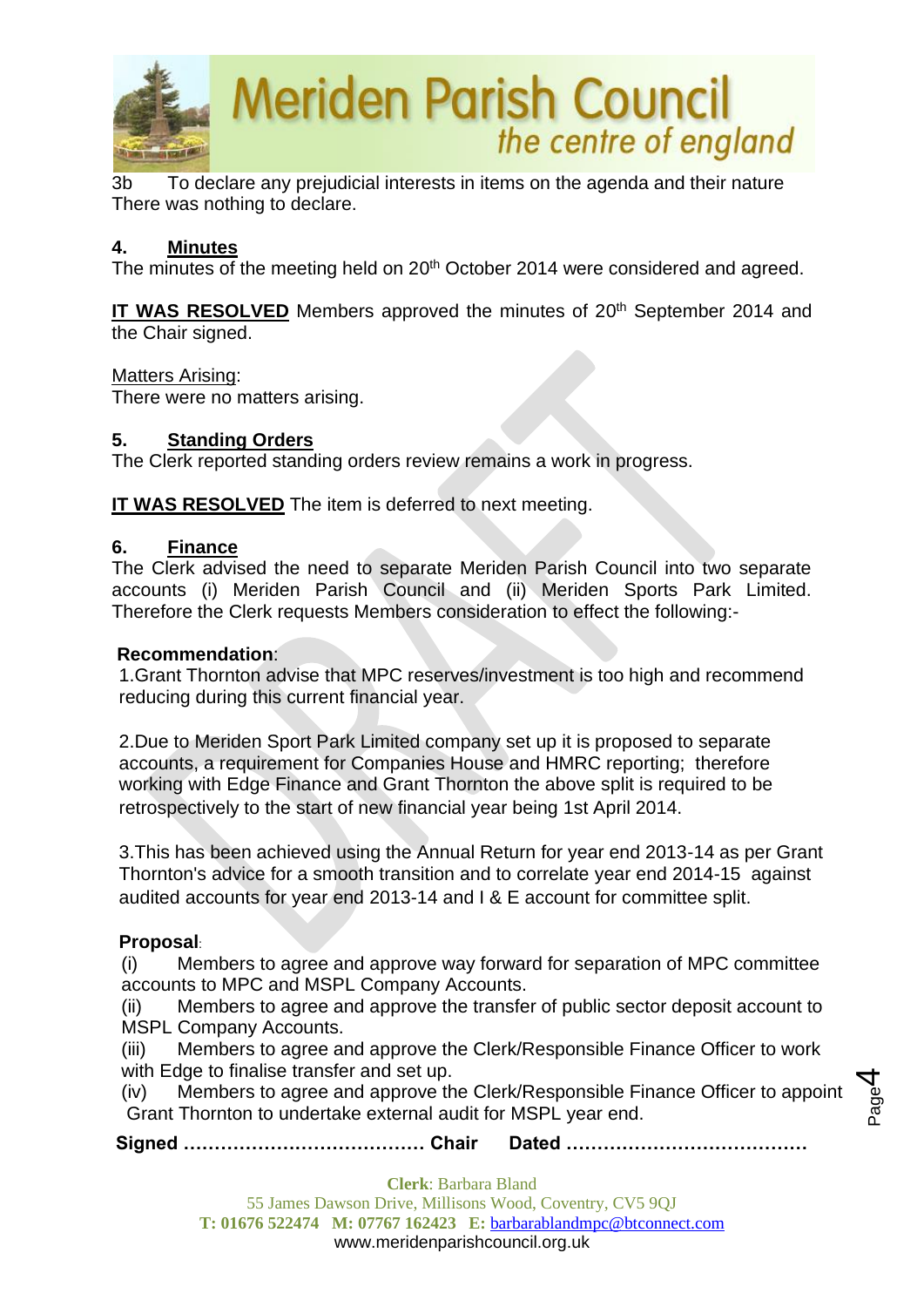3b To declare any prejudicial interests in items on the agenda and their nature
There was nothing to declare.

## 4. Minutes

The minutes of the meeting held on 20th October 2014 were considered and agreed.

**IT WAS RESOLVED** Members approved the minutes of 20th September 2014 and the Chair signed.

Matters Arising:
There were no matters arising.

## 5. Standing Orders

The Clerk reported standing orders review remains a work in progress.

**IT WAS RESOLVED** The item is deferred to next meeting.

## 6. Finance

The Clerk advised the need to separate Meriden Parish Council into two separate accounts (i) Meriden Parish Council and (ii) Meriden Sports Park Limited. Therefore the Clerk requests Members consideration to effect the following:-

**Recommendation**:

1.Grant Thornton advise that MPC reserves/investment is too high and recommend reducing during this current financial year.

2.Due to Meriden Sport Park Limited company set up it is proposed to separate accounts, a requirement for Companies House and HMRC reporting; therefore working with Edge Finance and Grant Thornton the above split is required to be retrospectively to the start of new financial year being 1st April 2014.

3.This has been achieved using the Annual Return for year end 2013-14 as per Grant Thornton's advice for a smooth transition and to correlate year end 2014-15 against audited accounts for year end 2013-14 and I & E account for committee split.

**Proposal**:

(i) Members to agree and approve way forward for separation of MPC committee accounts to MPC and MSPL Company Accounts.
(ii) Members to agree and approve the transfer of public sector deposit account to MSPL Company Accounts.
(iii) Members to agree and approve the Clerk/Responsible Finance Officer to work with Edge to finalise transfer and set up.
(iv) Members to agree and approve the Clerk/Responsible Finance Officer to appoint Grant Thornton to undertake external audit for MSPL year end.

**Signed ………………………………… Chair Dated …………………………………**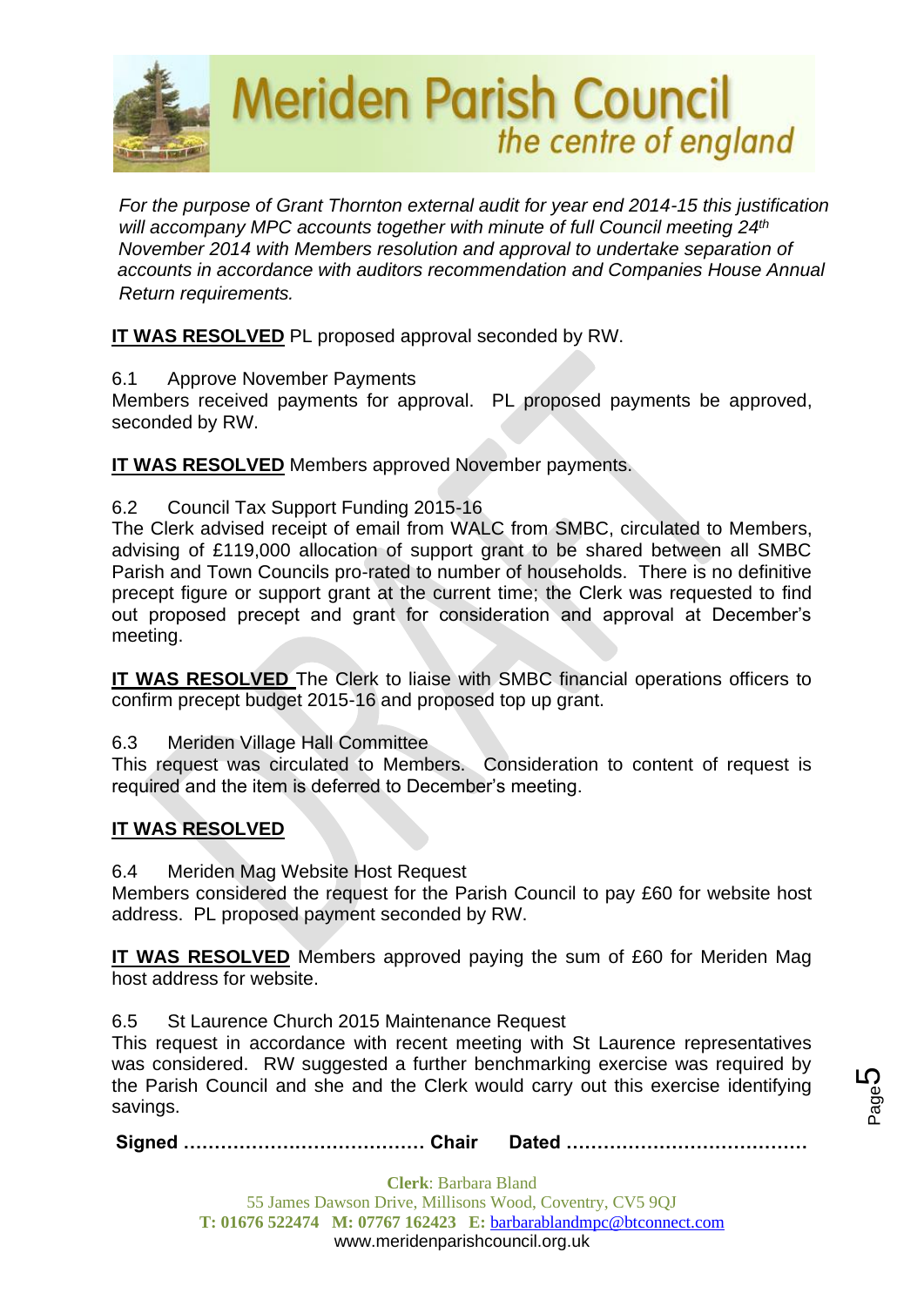*For the purpose of Grant Thornton external audit for year end 2014-15 this justification will accompany MPC accounts together with minute of full Council meeting 24th November 2014 with Members resolution and approval to undertake separation of accounts in accordance with auditors recommendation and Companies House Annual Return requirements.*

**IT WAS RESOLVED** PL proposed approval seconded by RW.

6.1 Approve November Payments

Members received payments for approval. PL proposed payments be approved, seconded by RW.

**IT WAS RESOLVED** Members approved November payments.

6.2 Council Tax Support Funding 2015-16

The Clerk advised receipt of email from WALC from SMBC, circulated to Members, advising of £119,000 allocation of support grant to be shared between all SMBC Parish and Town Councils pro-rated to number of households. There is no definitive precept figure or support grant at the current time; the Clerk was requested to find out proposed precept and grant for consideration and approval at December's meeting.

**IT WAS RESOLVED** The Clerk to liaise with SMBC financial operations officers to confirm precept budget 2015-16 and proposed top up grant.

6.3 Meriden Village Hall Committee

This request was circulated to Members. Consideration to content of request is required and the item is deferred to December's meeting.

**IT WAS RESOLVED**

6.4 Meriden Mag Website Host Request

Members considered the request for the Parish Council to pay £60 for website host address. PL proposed payment seconded by RW.

**IT WAS RESOLVED** Members approved paying the sum of £60 for Meriden Mag host address for website.

6.5 St Laurence Church 2015 Maintenance Request

This request in accordance with recent meeting with St Laurence representatives was considered. RW suggested a further benchmarking exercise was required by the Parish Council and she and the Clerk would carry out this exercise identifying savings.

**Signed ………………………………… Chair Dated …………………………………**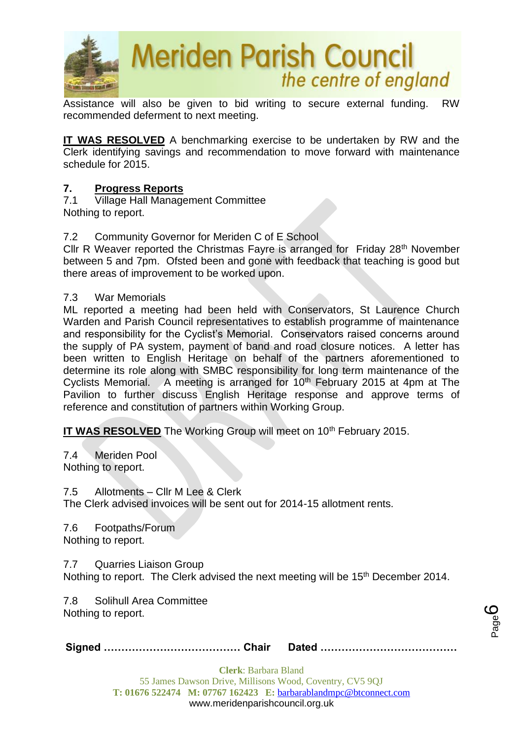Assistance will also be given to bid writing to secure external funding. RW recommended deferment to next meeting.

**IT WAS RESOLVED** A benchmarking exercise to be undertaken by RW and the Clerk identifying savings and recommendation to move forward with maintenance schedule for 2015.

## 7. Progress Reports

7.1 Village Hall Management Committee
Nothing to report.

7.2 Community Governor for Meriden C of E School
Cllr R Weaver reported the Christmas Fayre is arranged for Friday 28th November between 5 and 7pm. Ofsted been and gone with feedback that teaching is good but there areas of improvement to be worked upon.

7.3 War Memorials
ML reported a meeting had been held with Conservators, St Laurence Church Warden and Parish Council representatives to establish programme of maintenance and responsibility for the Cyclist's Memorial. Conservators raised concerns around the supply of PA system, payment of band and road closure notices. A letter has been written to English Heritage on behalf of the partners aforementioned to determine its role along with SMBC responsibility for long term maintenance of the Cyclists Memorial. A meeting is arranged for 10th February 2015 at 4pm at The Pavilion to further discuss English Heritage response and approve terms of reference and constitution of partners within Working Group.

**IT WAS RESOLVED** The Working Group will meet on 10th February 2015.

7.4 Meriden Pool
Nothing to report.

7.5 Allotments – Cllr M Lee & Clerk
The Clerk advised invoices will be sent out for 2014-15 allotment rents.

7.6 Footpaths/Forum
Nothing to report.

7.7 Quarries Liaison Group
Nothing to report. The Clerk advised the next meeting will be 15th December 2014.

7.8 Solihull Area Committee
Nothing to report.

**Signed ………………………………… Chair Dated …………………………………**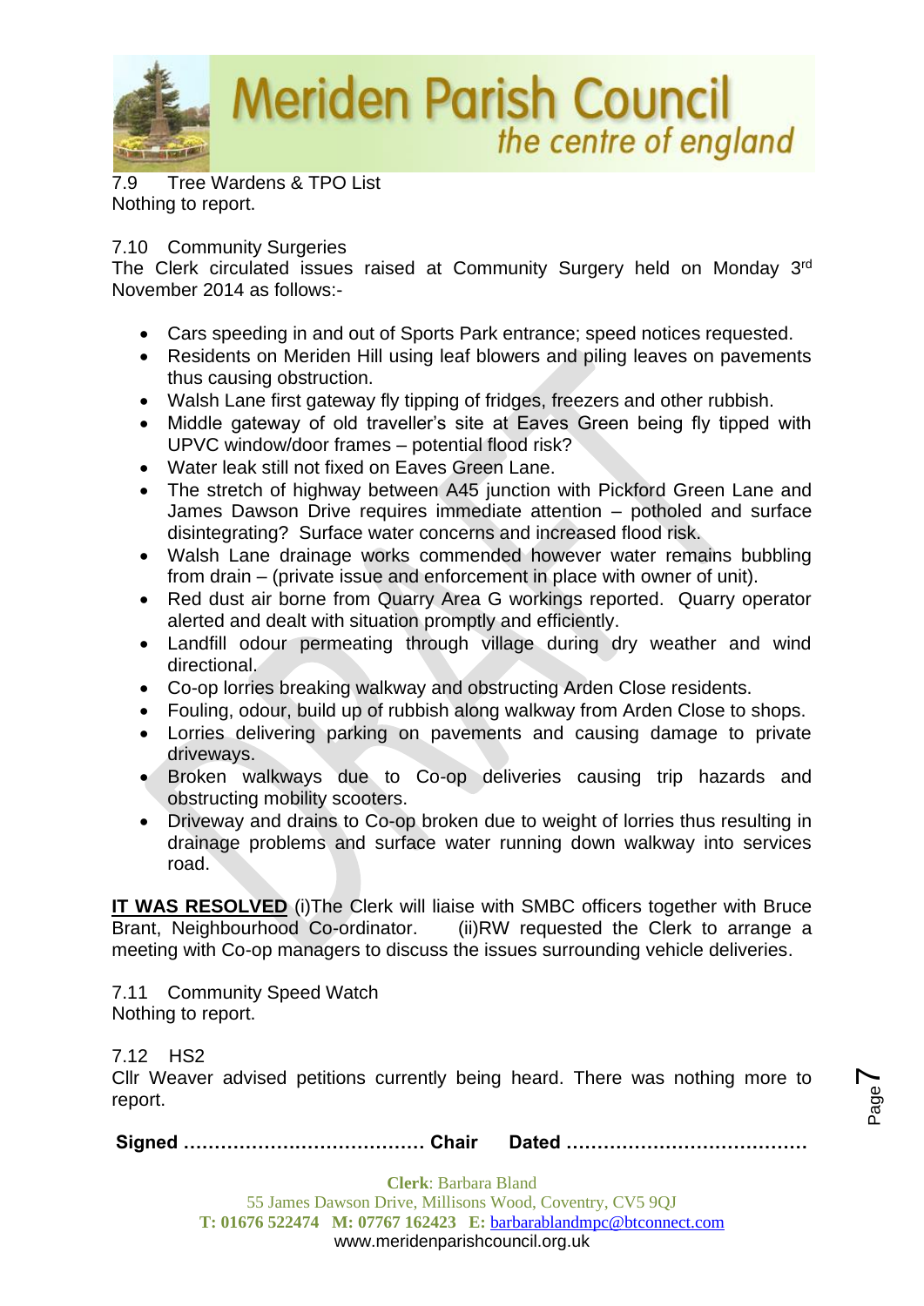7.9 Tree Wardens & TPO List
Nothing to report.

7.10 Community Surgeries
The Clerk circulated issues raised at Community Surgery held on Monday 3rd November 2014 as follows:-

- Cars speeding in and out of Sports Park entrance; speed notices requested.
- Residents on Meriden Hill using leaf blowers and piling leaves on pavements thus causing obstruction.
- Walsh Lane first gateway fly tipping of fridges, freezers and other rubbish.
- Middle gateway of old traveller's site at Eaves Green being fly tipped with UPVC window/door frames – potential flood risk?
- Water leak still not fixed on Eaves Green Lane.
- The stretch of highway between A45 junction with Pickford Green Lane and James Dawson Drive requires immediate attention – potholed and surface disintegrating? Surface water concerns and increased flood risk.
- Walsh Lane drainage works commended however water remains bubbling from drain – (private issue and enforcement in place with owner of unit).
- Red dust air borne from Quarry Area G workings reported. Quarry operator alerted and dealt with situation promptly and efficiently.
- Landfill odour permeating through village during dry weather and wind directional.
- Co-op lorries breaking walkway and obstructing Arden Close residents.
- Fouling, odour, build up of rubbish along walkway from Arden Close to shops.
- Lorries delivering parking on pavements and causing damage to private driveways.
- Broken walkways due to Co-op deliveries causing trip hazards and obstructing mobility scooters.
- Driveway and drains to Co-op broken due to weight of lorries thus resulting in drainage problems and surface water running down walkway into services road.

**IT WAS RESOLVED** (i)The Clerk will liaise with SMBC officers together with Bruce Brant, Neighbourhood Co-ordinator. (ii)RW requested the Clerk to arrange a meeting with Co-op managers to discuss the issues surrounding vehicle deliveries.

7.11 Community Speed Watch
Nothing to report.

7.12 HS2
Cllr Weaver advised petitions currently being heard. There was nothing more to report.

**Signed ………………………………… Chair Dated …………………………………**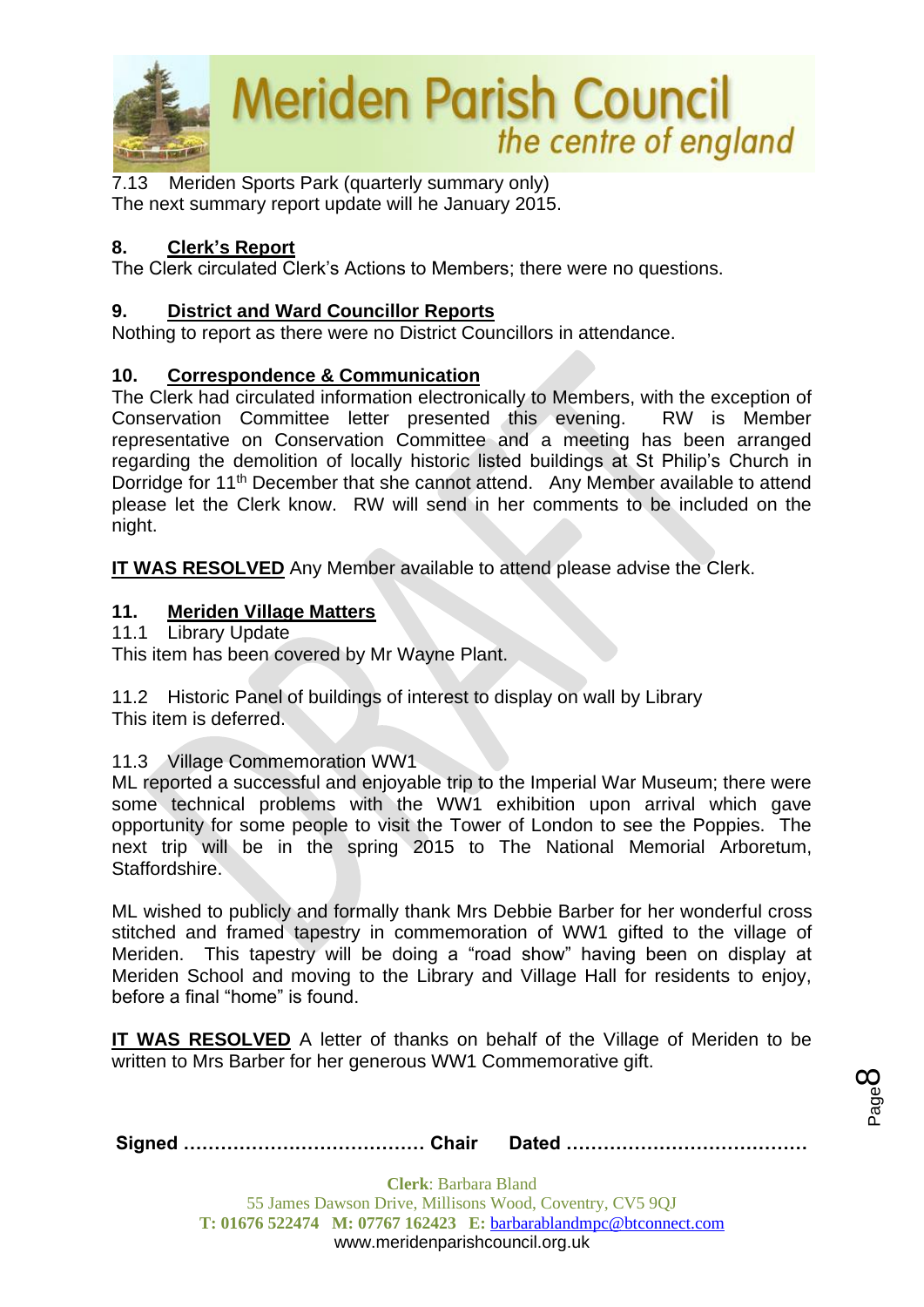7.13 Meriden Sports Park (quarterly summary only)
The next summary report update will he January 2015.

## 8. Clerk's Report

The Clerk circulated Clerk's Actions to Members; there were no questions.

## 9. District and Ward Councillor Reports

Nothing to report as there were no District Councillors in attendance.

## 10. Correspondence & Communication

The Clerk had circulated information electronically to Members, with the exception of Conservation Committee letter presented this evening. RW is Member representative on Conservation Committee and a meeting has been arranged regarding the demolition of locally historic listed buildings at St Philip's Church in Dorridge for 11th December that she cannot attend. Any Member available to attend please let the Clerk know. RW will send in her comments to be included on the night.

**IT WAS RESOLVED** Any Member available to attend please advise the Clerk.

## 11. Meriden Village Matters

11.1 Library Update
This item has been covered by Mr Wayne Plant.

11.2 Historic Panel of buildings of interest to display on wall by Library
This item is deferred.

11.3 Village Commemoration WW1
ML reported a successful and enjoyable trip to the Imperial War Museum; there were some technical problems with the WW1 exhibition upon arrival which gave opportunity for some people to visit the Tower of London to see the Poppies. The next trip will be in the spring 2015 to The National Memorial Arboretum, Staffordshire.

ML wished to publicly and formally thank Mrs Debbie Barber for her wonderful cross stitched and framed tapestry in commemoration of WW1 gifted to the village of Meriden. This tapestry will be doing a "road show" having been on display at Meriden School and moving to the Library and Village Hall for residents to enjoy, before a final "home" is found.

**IT WAS RESOLVED** A letter of thanks on behalf of the Village of Meriden to be written to Mrs Barber for her generous WW1 Commemorative gift.

**Signed ………………………………… Chair Dated …………………………………**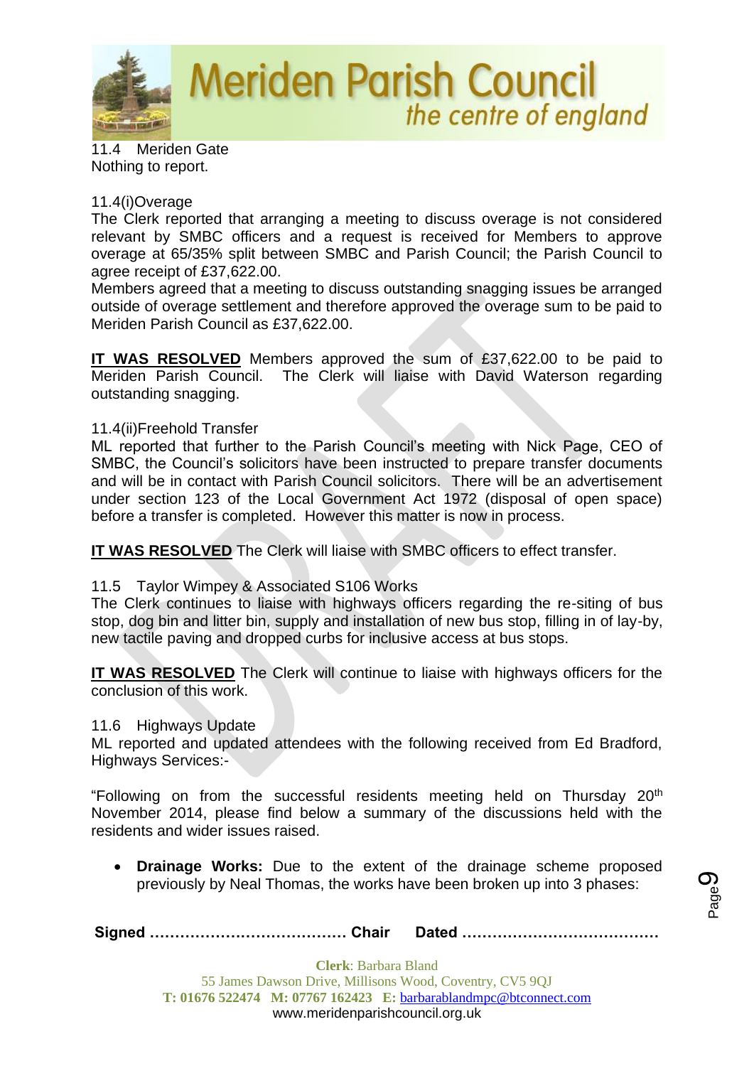11.4 Meriden Gate

Nothing to report.

11.4(i)Overage

The Clerk reported that arranging a meeting to discuss overage is not considered relevant by SMBC officers and a request is received for Members to approve overage at 65/35% split between SMBC and Parish Council; the Parish Council to agree receipt of £37,622.00.

Members agreed that a meeting to discuss outstanding snagging issues be arranged outside of overage settlement and therefore approved the overage sum to be paid to Meriden Parish Council as £37,622.00.

**IT WAS RESOLVED** Members approved the sum of £37,622.00 to be paid to Meriden Parish Council. The Clerk will liaise with David Waterson regarding outstanding snagging.

11.4(ii)Freehold Transfer

ML reported that further to the Parish Council's meeting with Nick Page, CEO of SMBC, the Council's solicitors have been instructed to prepare transfer documents and will be in contact with Parish Council solicitors. There will be an advertisement under section 123 of the Local Government Act 1972 (disposal of open space) before a transfer is completed. However this matter is now in process.

**IT WAS RESOLVED** The Clerk will liaise with SMBC officers to effect transfer.

11.5 Taylor Wimpey & Associated S106 Works

The Clerk continues to liaise with highways officers regarding the re-siting of bus stop, dog bin and litter bin, supply and installation of new bus stop, filling in of lay-by, new tactile paving and dropped curbs for inclusive access at bus stops.

**IT WAS RESOLVED** The Clerk will continue to liaise with highways officers for the conclusion of this work.

11.6 Highways Update

ML reported and updated attendees with the following received from Ed Bradford, Highways Services:-

"Following on from the successful residents meeting held on Thursday 20th November 2014, please find below a summary of the discussions held with the residents and wider issues raised.

- **Drainage Works:** Due to the extent of the drainage scheme proposed previously by Neal Thomas, the works have been broken up into 3 phases:

**Signed ………………………………… Chair Dated …………………………………**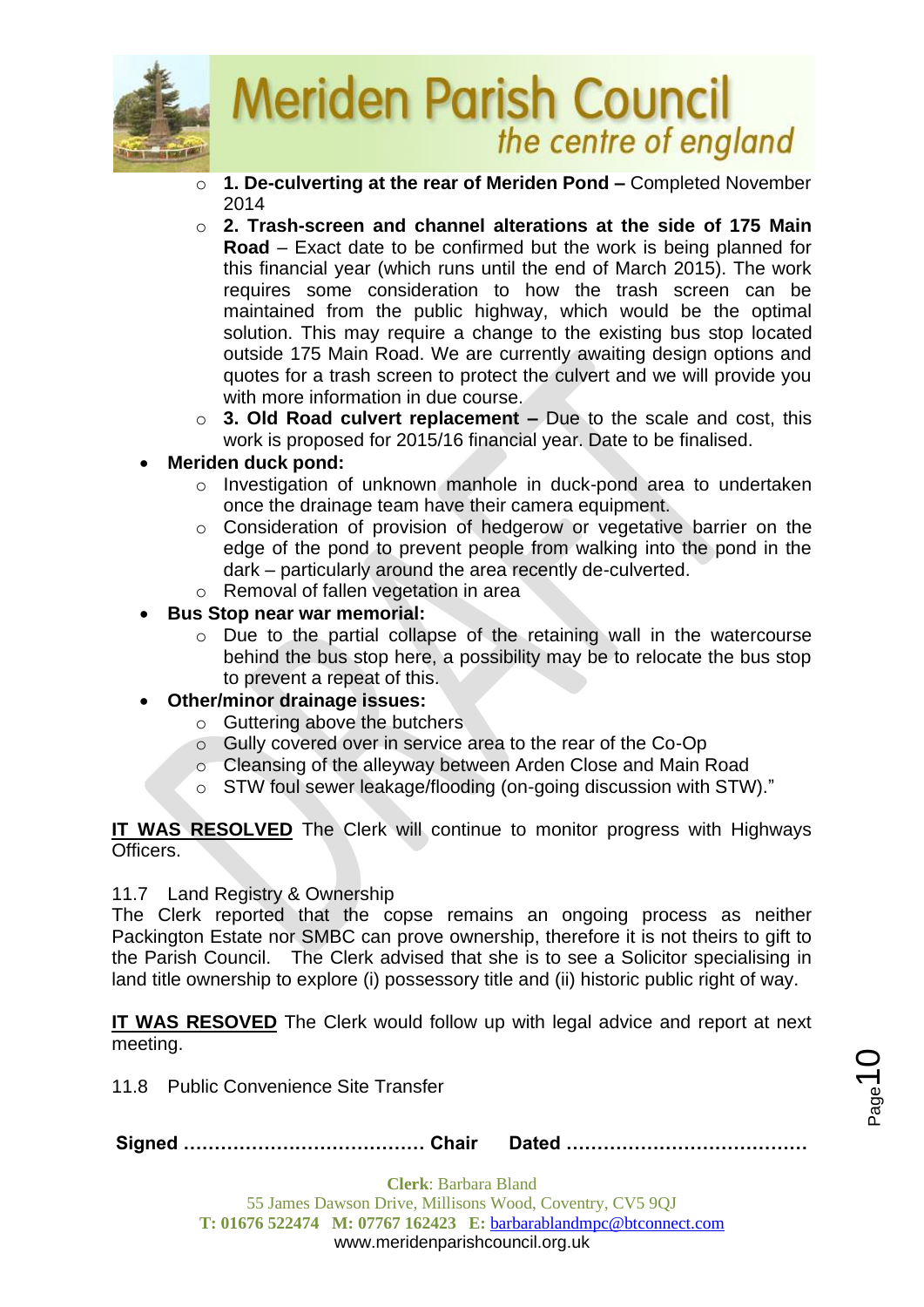- **1. De-culverting at the rear of Meriden Pond –** Completed November 2014
  - **2. Trash-screen and channel alterations at the side of 175 Main Road** – Exact date to be confirmed but the work is being planned for this financial year (which runs until the end of March 2015). The work requires some consideration to how the trash screen can be maintained from the public highway, which would be the optimal solution. This may require a change to the existing bus stop located outside 175 Main Road. We are currently awaiting design options and quotes for a trash screen to protect the culvert and we will provide you with more information in due course.
  - **3. Old Road culvert replacement –** Due to the scale and cost, this work is proposed for 2015/16 financial year. Date to be finalised.
- **Meriden duck pond:**
  - Investigation of unknown manhole in duck-pond area to undertaken once the drainage team have their camera equipment.
  - Consideration of provision of hedgerow or vegetative barrier on the edge of the pond to prevent people from walking into the pond in the dark – particularly around the area recently de-culverted.
  - Removal of fallen vegetation in area
- **Bus Stop near war memorial:**
  - Due to the partial collapse of the retaining wall in the watercourse behind the bus stop here, a possibility may be to relocate the bus stop to prevent a repeat of this.
- **Other/minor drainage issues:**
  - Guttering above the butchers
  - Gully covered over in service area to the rear of the Co-Op
  - Cleansing of the alleyway between Arden Close and Main Road
  - STW foul sewer leakage/flooding (on-going discussion with STW)."

<u>**IT WAS RESOLVED**</u> The Clerk will continue to monitor progress with Highways Officers.

11.7 Land Registry & Ownership

The Clerk reported that the copse remains an ongoing process as neither Packington Estate nor SMBC can prove ownership, therefore it is not theirs to gift to the Parish Council. The Clerk advised that she is to see a Solicitor specialising in land title ownership to explore (i) possessory title and (ii) historic public right of way.

<u>**IT WAS RESOVED**</u> The Clerk would follow up with legal advice and report at next meeting.

11.8 Public Convenience Site Transfer

**Signed ………………………………… Chair Dated …………………………………**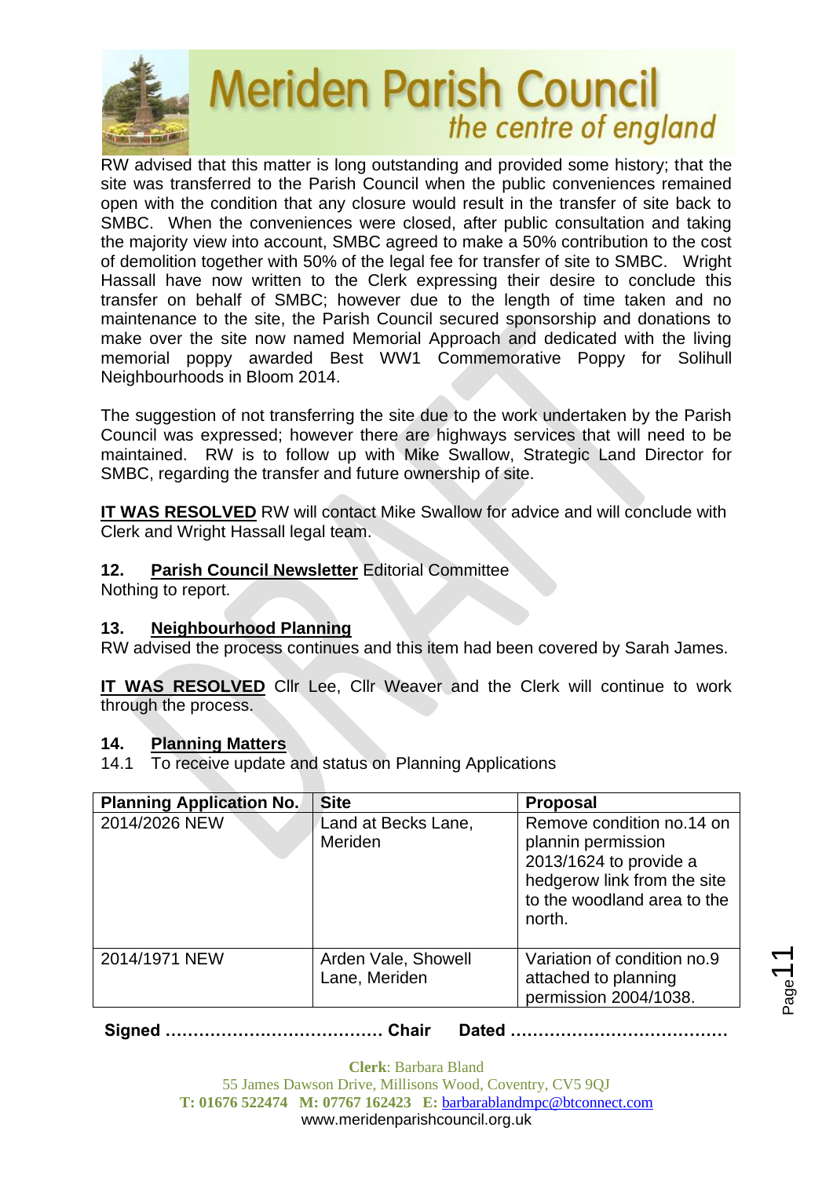RW advised that this matter is long outstanding and provided some history; that the site was transferred to the Parish Council when the public conveniences remained open with the condition that any closure would result in the transfer of site back to SMBC. When the conveniences were closed, after public consultation and taking the majority view into account, SMBC agreed to make a 50% contribution to the cost of demolition together with 50% of the legal fee for transfer of site to SMBC. Wright Hassall have now written to the Clerk expressing their desire to conclude this transfer on behalf of SMBC; however due to the length of time taken and no maintenance to the site, the Parish Council secured sponsorship and donations to make over the site now named Memorial Approach and dedicated with the living memorial poppy awarded Best WW1 Commemorative Poppy for Solihull Neighbourhoods in Bloom 2014.

The suggestion of not transferring the site due to the work undertaken by the Parish Council was expressed; however there are highways services that will need to be maintained. RW is to follow up with Mike Swallow, Strategic Land Director for SMBC, regarding the transfer and future ownership of site.

**IT WAS RESOLVED** RW will contact Mike Swallow for advice and will conclude with Clerk and Wright Hassall legal team.

**12. Parish Council Newsletter** Editorial Committee
Nothing to report.

**13. Neighbourhood Planning**
RW advised the process continues and this item had been covered by Sarah James.

**IT WAS RESOLVED** Cllr Lee, Cllr Weaver and the Clerk will continue to work through the process.

**14. Planning Matters**
14.1 To receive update and status on Planning Applications

| Planning Application No. | Site | Proposal |
|---|---|---|
| 2014/2026 NEW | Land at Becks Lane, Meriden | Remove condition no.14 on plannin permission 2013/1624 to provide a hedgerow link from the site to the woodland area to the north. |
| 2014/1971 NEW | Arden Vale, Showell Lane, Meriden | Variation of condition no.9 attached to planning permission 2004/1038. |

**Signed ………………………………… Chair Dated …………………………………**

**Clerk**: Barbara Bland
55 James Dawson Drive, Millisons Wood, Coventry, CV5 9QJ
**T:** 01676 522474 **M:** 07767 162423 **E:** barbarablandmpc@btconnect.com
www.meridenparishcouncil.org.uk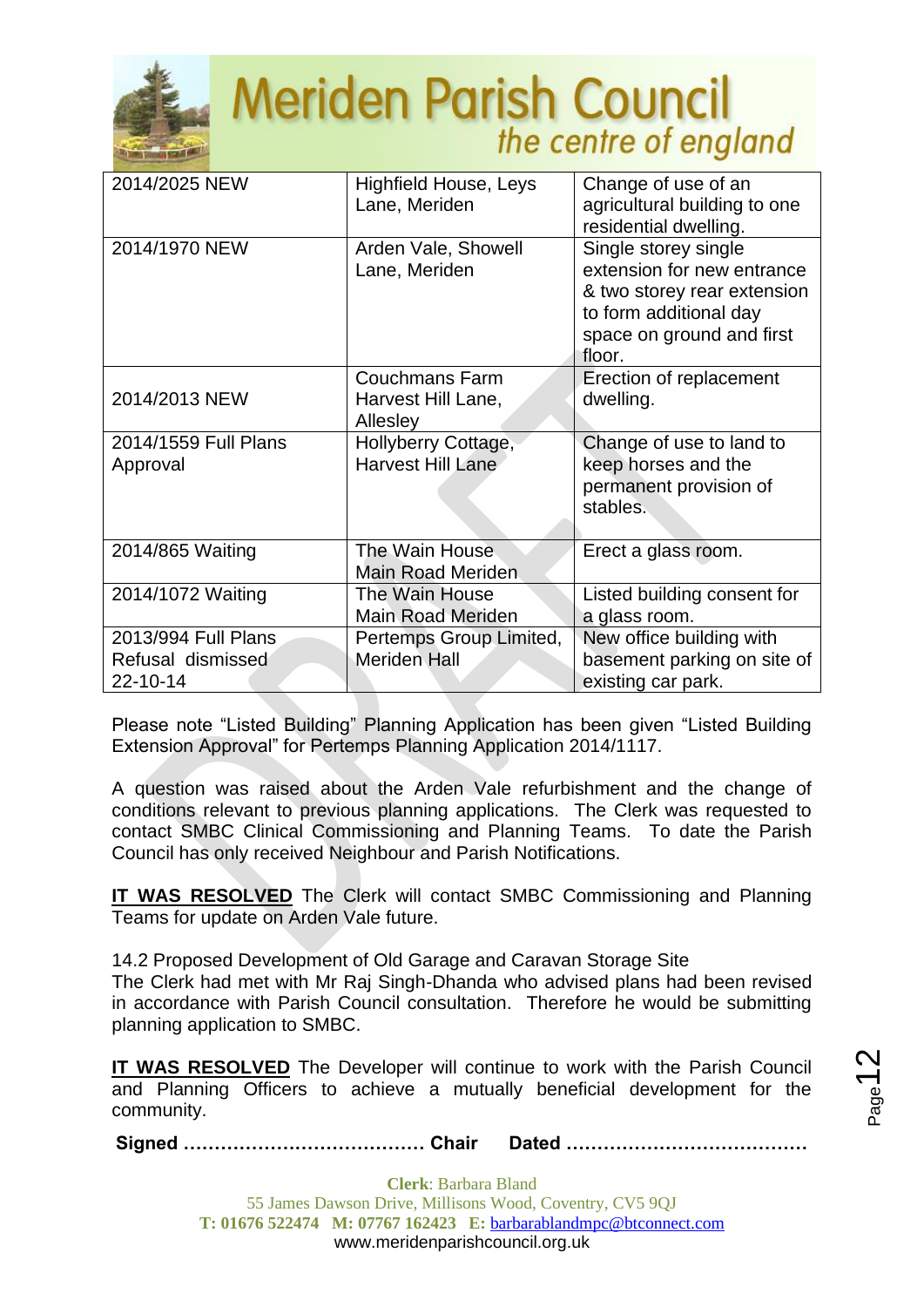| 2014/2025 NEW | Highfield House, Leys Lane, Meriden | Change of use of an agricultural building to one residential dwelling. |
|---|---|---|
| 2014/1970 NEW | Arden Vale, Showell Lane, Meriden | Single storey single extension for new entrance & two storey rear extension to form additional day space on ground and first floor. |
| 2014/2013 NEW | Couchmans Farm Harvest Hill Lane, Allesley | Erection of replacement dwelling. |
| 2014/1559 Full Plans Approval | Hollyberry Cottage, Harvest Hill Lane | Change of use to land to keep horses and the permanent provision of stables. |
| 2014/865 Waiting | The Wain House Main Road Meriden | Erect a glass room. |
| 2014/1072 Waiting | The Wain House Main Road Meriden | Listed building consent for a glass room. |
| 2013/994 Full Plans Refusal dismissed 22-10-14 | Pertemps Group Limited, Meriden Hall | New office building with basement parking on site of existing car park. |

Please note "Listed Building" Planning Application has been given "Listed Building Extension Approval" for Pertemps Planning Application 2014/1117.

A question was raised about the Arden Vale refurbishment and the change of conditions relevant to previous planning applications. The Clerk was requested to contact SMBC Clinical Commissioning and Planning Teams. To date the Parish Council has only received Neighbour and Parish Notifications.

**IT WAS RESOLVED** The Clerk will contact SMBC Commissioning and Planning Teams for update on Arden Vale future.

14.2 Proposed Development of Old Garage and Caravan Storage Site
The Clerk had met with Mr Raj Singh-Dhanda who advised plans had been revised in accordance with Parish Council consultation. Therefore he would be submitting planning application to SMBC.

**IT WAS RESOLVED** The Developer will continue to work with the Parish Council and Planning Officers to achieve a mutually beneficial development for the community.

**Signed ………………………………… Chair Dated …………………………………**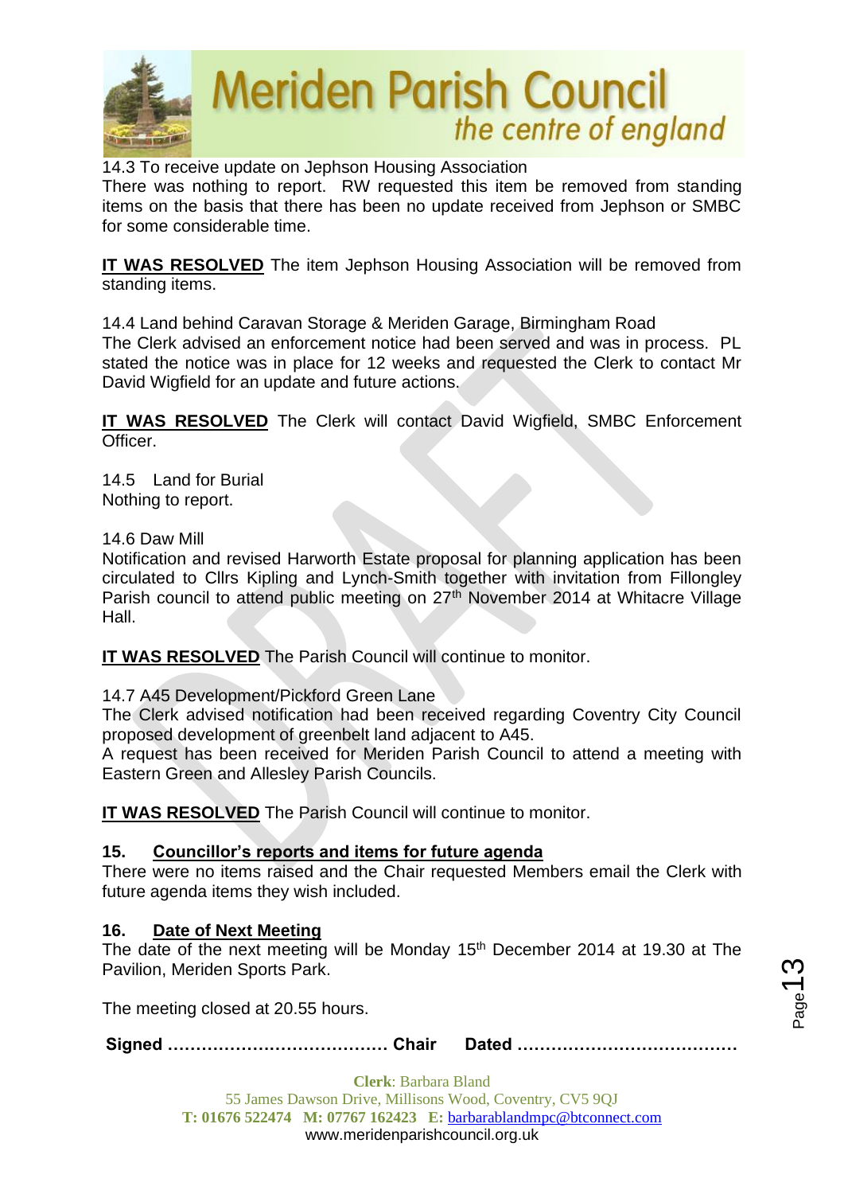14.3 To receive update on Jephson Housing Association

There was nothing to report. RW requested this item be removed from standing items on the basis that there has been no update received from Jephson or SMBC for some considerable time.

**IT WAS RESOLVED** The item Jephson Housing Association will be removed from standing items.

14.4 Land behind Caravan Storage & Meriden Garage, Birmingham Road

The Clerk advised an enforcement notice had been served and was in process. PL stated the notice was in place for 12 weeks and requested the Clerk to contact Mr David Wigfield for an update and future actions.

**IT WAS RESOLVED** The Clerk will contact David Wigfield, SMBC Enforcement Officer.

14.5 Land for Burial

Nothing to report.

14.6 Daw Mill

Notification and revised Harworth Estate proposal for planning application has been circulated to Cllrs Kipling and Lynch-Smith together with invitation from Fillongley Parish council to attend public meeting on 27th November 2014 at Whitacre Village Hall.

**IT WAS RESOLVED** The Parish Council will continue to monitor.

14.7 A45 Development/Pickford Green Lane

The Clerk advised notification had been received regarding Coventry City Council proposed development of greenbelt land adjacent to A45.

A request has been received for Meriden Parish Council to attend a meeting with Eastern Green and Allesley Parish Councils.

**IT WAS RESOLVED** The Parish Council will continue to monitor.

## 15. Councillor's reports and items for future agenda

There were no items raised and the Chair requested Members email the Clerk with future agenda items they wish included.

## 16. Date of Next Meeting

The date of the next meeting will be Monday 15th December 2014 at 19.30 at The Pavilion, Meriden Sports Park.

The meeting closed at 20.55 hours.

**Signed ………………………………… Chair Dated …………………………………**